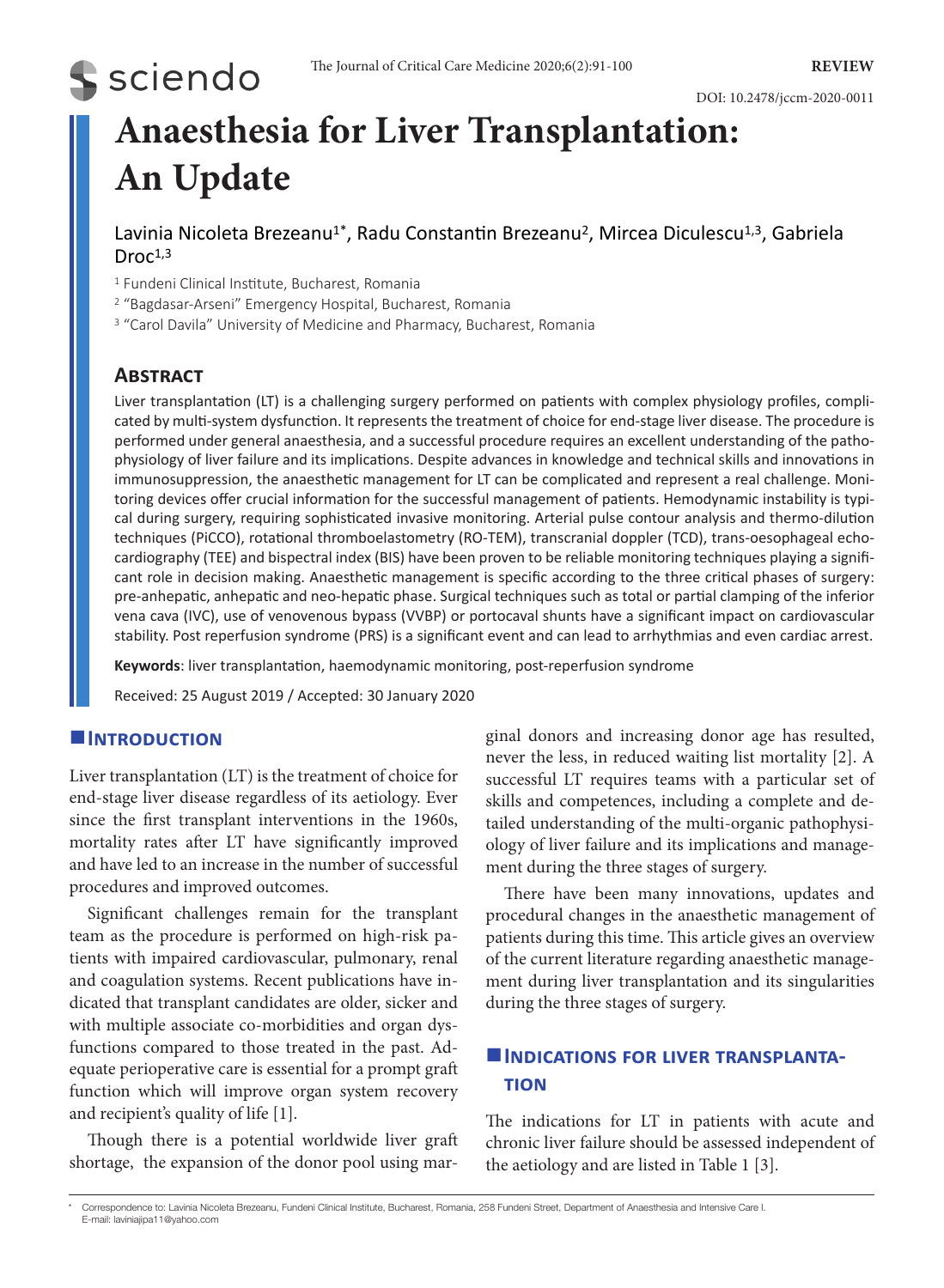# Anaesthesia for Liver Transplantation: An Update

Lavinia Nicoleta Brezeanu[1*], Radu Constantin Brezeanu[2], Mircea Diculescu[1,3], Gabriela Droc[1,3]

[1] Fundeni Clinical Institute, Bucharest, Romania

[2] "Bagdasar-Arseni" Emergency Hospital, Bucharest, Romania

[3] "Carol Davila" University of Medicine and Pharmacy, Bucharest, Romania

DOI: 10.2478/jccm-2020-0011

## Abstract

Liver transplantation (LT) is a challenging surgery performed on patients with complex physiology profiles, complicated by multi-system dysfunction. It represents the treatment of choice for end-stage liver disease. The procedure is performed under general anaesthesia, and a successful procedure requires an excellent understanding of the pathophysiology of liver failure and its implications. Despite advances in knowledge and technical skills and innovations in immunosuppression, the anaesthetic management for LT can be complicated and represent a real challenge. Monitoring devices offer crucial information for the successful management of patients. Hemodynamic instability is typical during surgery, requiring sophisticated invasive monitoring. Arterial pulse contour analysis and thermo-dilution techniques (PiCCO), rotational thromboelastometry (RO-TEM), transcranial doppler (TCD), trans-oesophageal echocardiography (TEE) and bispectral index (BIS) have been proven to be reliable monitoring techniques playing a significant role in decision making. Anaesthetic management is specific according to the three critical phases of surgery: pre-anhepatic, anhepatic and neo-hepatic phase. Surgical techniques such as total or partial clamping of the inferior vena cava (IVC), use of venovenous bypass (VVBP) or portocaval shunts have a significant impact on cardiovascular stability. Post reperfusion syndrome (PRS) is a significant event and can lead to arrhythmias and even cardiac arrest.

**Keywords**: liver transplantation, haemodynamic monitoring, post-reperfusion syndrome

Received: 25 August 2019 / Accepted: 30 January 2020

## Introduction

Liver transplantation (LT) is the treatment of choice for end-stage liver disease regardless of its aetiology. Ever since the first transplant interventions in the 1960s, mortality rates after LT have significantly improved and have led to an increase in the number of successful procedures and improved outcomes.

Significant challenges remain for the transplant team as the procedure is performed on high-risk patients with impaired cardiovascular, pulmonary, renal and coagulation systems. Recent publications have indicated that transplant candidates are older, sicker and with multiple associate co-morbidities and organ dysfunctions compared to those treated in the past. Adequate perioperative care is essential for a prompt graft function which will improve organ system recovery and recipient's quality of life [1].

Though there is a potential worldwide liver graft shortage, the expansion of the donor pool using marginal donors and increasing donor age has resulted, never the less, in reduced waiting list mortality [2]. A successful LT requires teams with a particular set of skills and competences, including a complete and detailed understanding of the multi-organic pathophysiology of liver failure and its implications and management during the three stages of surgery.

There have been many innovations, updates and procedural changes in the anaesthetic management of patients during this time. This article gives an overview of the current literature regarding anaesthetic management during liver transplantation and its singularities during the three stages of surgery.

## Indications for liver transplantation

The indications for LT in patients with acute and chronic liver failure should be assessed independent of the aetiology and are listed in Table 1 [3].

* Correspondence to: Lavinia Nicoleta Brezeanu, Fundeni Clinical Institute, Bucharest, Romania, 258 Fundeni Street, Department of Anaesthesia and Intensive Care I. E-mail: laviniajipa11@yahoo.com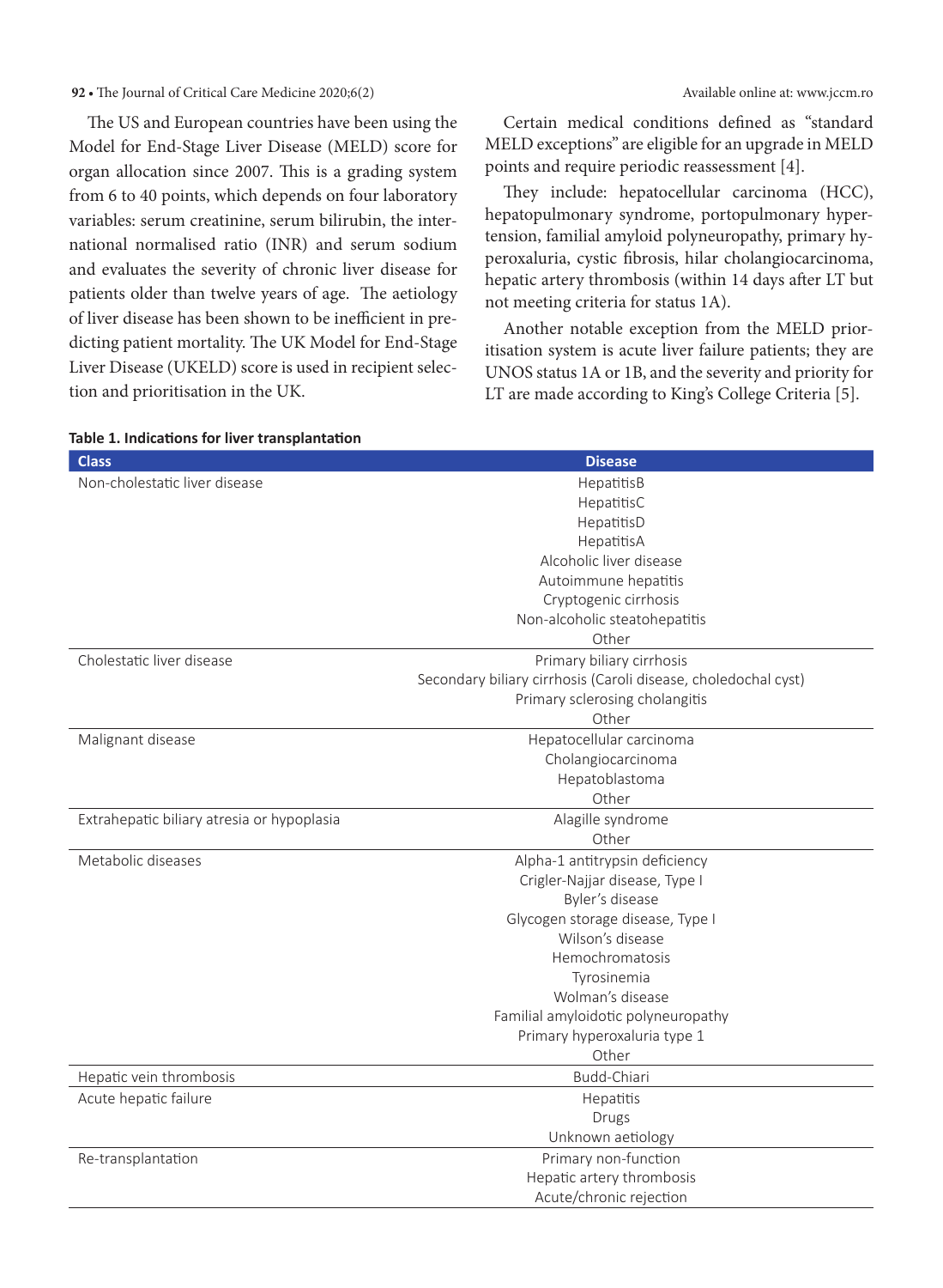The US and European countries have been using the Model for End-Stage Liver Disease (MELD) score for organ allocation since 2007. This is a grading system from 6 to 40 points, which depends on four laboratory variables: serum creatinine, serum bilirubin, the international normalised ratio (INR) and serum sodium and evaluates the severity of chronic liver disease for patients older than twelve years of age. The aetiology of liver disease has been shown to be inefficient in predicting patient mortality. The UK Model for End-Stage Liver Disease (UKELD) score is used in recipient selection and prioritisation in the UK.

Certain medical conditions defined as "standard MELD exceptions" are eligible for an upgrade in MELD points and require periodic reassessment [4].

They include: hepatocellular carcinoma (HCC), hepatopulmonary syndrome, portopulmonary hypertension, familial amyloid polyneuropathy, primary hyperoxaluria, cystic fibrosis, hilar cholangiocarcinoma, hepatic artery thrombosis (within 14 days after LT but not meeting criteria for status 1A).

Another notable exception from the MELD prioritisation system is acute liver failure patients; they are UNOS status 1A or 1B, and the severity and priority for LT are made according to King's College Criteria [5].

**Table 1. Indications for liver transplantation**

| Class | Disease |
|---|---|
| Non-cholestatic liver disease | HepatitisB |
| | HepatitisC |
| | HepatitisD |
| | HepatitisA |
| | Alcoholic liver disease |
| | Autoimmune hepatitis |
| | Cryptogenic cirrhosis |
| | Non-alcoholic steatohepatitis |
| | Other |
| Cholestatic liver disease | Primary biliary cirrhosis |
| | Secondary biliary cirrhosis (Caroli disease, choledochal cyst) |
| | Primary sclerosing cholangitis |
| | Other |
| Malignant disease | Hepatocellular carcinoma |
| | Cholangiocarcinoma |
| | Hepatoblastoma |
| | Other |
| Extrahepatic biliary atresia or hypoplasia | Alagille syndrome |
| | Other |
| Metabolic diseases | Alpha-1 antitrypsin deficiency |
| | Crigler-Najjar disease, Type I |
| | Byler's disease |
| | Glycogen storage disease, Type I |
| | Wilson's disease |
| | Hemochromatosis |
| | Tyrosinemia |
| | Wolman's disease |
| | Familial amyloidotic polyneuropathy |
| | Primary hyperoxaluria type 1 |
| | Other |
| Hepatic vein thrombosis | Budd-Chiari |
| Acute hepatic failure | Hepatitis |
| | Drugs |
| | Unknown aetiology |
| Re-transplantation | Primary non-function |
| | Hepatic artery thrombosis |
| | Acute/chronic rejection |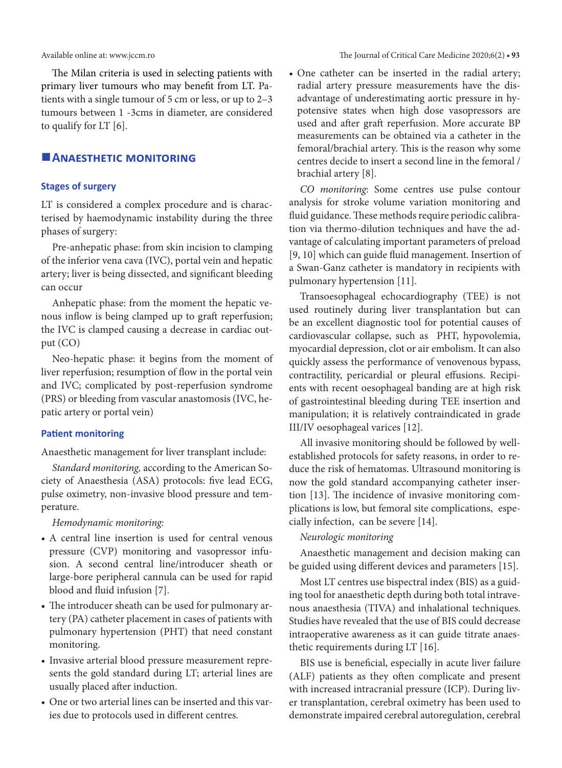The Milan criteria is used in selecting patients with primary liver tumours who may benefit from LT. Patients with a single tumour of 5 cm or less, or up to 2–3 tumours between 1 -3cms in diameter, are considered to qualify for LT [6].

## ANAESTHETIC MONITORING

### Stages of surgery

LT is considered a complex procedure and is characterised by haemodynamic instability during the three phases of surgery:

Pre-anhepatic phase: from skin incision to clamping of the inferior vena cava (IVC), portal vein and hepatic artery; liver is being dissected, and significant bleeding can occur

Anhepatic phase: from the moment the hepatic venous inflow is being clamped up to graft reperfusion; the IVC is clamped causing a decrease in cardiac output (CO)

Neo-hepatic phase: it begins from the moment of liver reperfusion; resumption of flow in the portal vein and IVC; complicated by post-reperfusion syndrome (PRS) or bleeding from vascular anastomosis (IVC, hepatic artery or portal vein)

### Patient monitoring

Anaesthetic management for liver transplant include:

*Standard monitoring,* according to the American Society of Anaesthesia (ASA) protocols: five lead ECG, pulse oximetry, non-invasive blood pressure and temperature.

*Hemodynamic monitoring:*

- A central line insertion is used for central venous pressure (CVP) monitoring and vasopressor infusion. A second central line/introducer sheath or large-bore peripheral cannula can be used for rapid blood and fluid infusion [7].
- The introducer sheath can be used for pulmonary artery (PA) catheter placement in cases of patients with pulmonary hypertension (PHT) that need constant monitoring.
- Invasive arterial blood pressure measurement represents the gold standard during LT; arterial lines are usually placed after induction.
- One or two arterial lines can be inserted and this varies due to protocols used in different centres.
- One catheter can be inserted in the radial artery; radial artery pressure measurements have the disadvantage of underestimating aortic pressure in hypotensive states when high dose vasopressors are used and after graft reperfusion. More accurate BP measurements can be obtained via a catheter in the femoral/brachial artery. This is the reason why some centres decide to insert a second line in the femoral / brachial artery [8].

*CO monitoring*: Some centres use pulse contour analysis for stroke volume variation monitoring and fluid guidance. These methods require periodic calibration via thermo-dilution techniques and have the advantage of calculating important parameters of preload [9, 10] which can guide fluid management. Insertion of a Swan-Ganz catheter is mandatory in recipients with pulmonary hypertension [11].

Transoesophageal echocardiography (TEE) is not used routinely during liver transplantation but can be an excellent diagnostic tool for potential causes of cardiovascular collapse, such as PHT, hypovolemia, myocardial depression, clot or air embolism. It can also quickly assess the performance of venovenous bypass, contractility, pericardial or pleural effusions. Recipients with recent oesophageal banding are at high risk of gastrointestinal bleeding during TEE insertion and manipulation; it is relatively contraindicated in grade III/IV oesophageal varices [12].

All invasive monitoring should be followed by well-established protocols for safety reasons, in order to reduce the risk of hematomas. Ultrasound monitoring is now the gold standard accompanying catheter insertion [13]. The incidence of invasive monitoring complications is low, but femoral site complications, especially infection, can be severe [14].

*Neurologic monitoring*

Anaesthetic management and decision making can be guided using different devices and parameters [15].

Most LT centres use bispectral index (BIS) as a guiding tool for anaesthetic depth during both total intravenous anaesthesia (TIVA) and inhalational techniques. Studies have revealed that the use of BIS could decrease intraoperative awareness as it can guide titrate anaesthetic requirements during LT [16].

BIS use is beneficial, especially in acute liver failure (ALF) patients as they often complicate and present with increased intracranial pressure (ICP). During liver transplantation, cerebral oximetry has been used to demonstrate impaired cerebral autoregulation, cerebral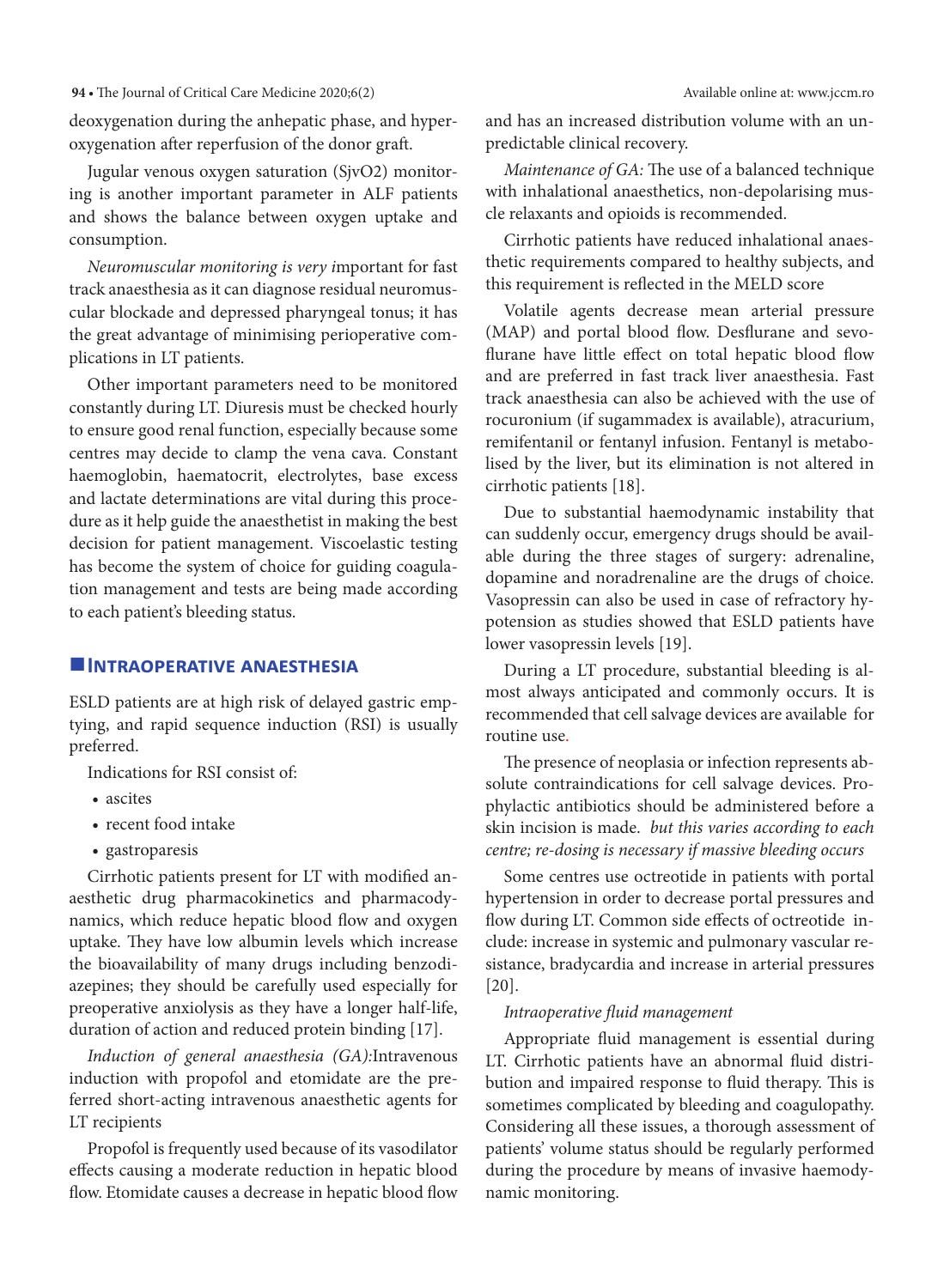deoxygenation during the anhepatic phase, and hyperoxygenation after reperfusion of the donor graft.

Jugular venous oxygen saturation (SjvO2) monitoring is another important parameter in ALF patients and shows the balance between oxygen uptake and consumption.

*Neuromuscular monitoring is very i*mportant for fast track anaesthesia as it can diagnose residual neuromuscular blockade and depressed pharyngeal tonus; it has the great advantage of minimising perioperative complications in LT patients.

Other important parameters need to be monitored constantly during LT. Diuresis must be checked hourly to ensure good renal function, especially because some centres may decide to clamp the vena cava. Constant haemoglobin, haematocrit, electrolytes, base excess and lactate determinations are vital during this procedure as it help guide the anaesthetist in making the best decision for patient management. Viscoelastic testing has become the system of choice for guiding coagulation management and tests are being made according to each patient's bleeding status.

## INTRAOPERATIVE ANAESTHESIA

ESLD patients are at high risk of delayed gastric emptying, and rapid sequence induction (RSI) is usually preferred.

Indications for RSI consist of:

- ascites
- recent food intake
- gastroparesis

Cirrhotic patients present for LT with modified anaesthetic drug pharmacokinetics and pharmacodynamics, which reduce hepatic blood flow and oxygen uptake. They have low albumin levels which increase the bioavailability of many drugs including benzodiazepines; they should be carefully used especially for preoperative anxiolysis as they have a longer half-life, duration of action and reduced protein binding [17].

*Induction of general anaesthesia (GA):*Intravenous induction with propofol and etomidate are the preferred short-acting intravenous anaesthetic agents for LT recipients

Propofol is frequently used because of its vasodilator effects causing a moderate reduction in hepatic blood flow. Etomidate causes a decrease in hepatic blood flow and has an increased distribution volume with an unpredictable clinical recovery.

*Maintenance of GA:* The use of a balanced technique with inhalational anaesthetics, non-depolarising muscle relaxants and opioids is recommended.

Cirrhotic patients have reduced inhalational anaesthetic requirements compared to healthy subjects, and this requirement is reflected in the MELD score

Volatile agents decrease mean arterial pressure (MAP) and portal blood flow. Desflurane and sevoflurane have little effect on total hepatic blood flow and are preferred in fast track liver anaesthesia. Fast track anaesthesia can also be achieved with the use of rocuronium (if sugammadex is available), atracurium, remifentanil or fentanyl infusion. Fentanyl is metabolised by the liver, but its elimination is not altered in cirrhotic patients [18].

Due to substantial haemodynamic instability that can suddenly occur, emergency drugs should be available during the three stages of surgery: adrenaline, dopamine and noradrenaline are the drugs of choice. Vasopressin can also be used in case of refractory hypotension as studies showed that ESLD patients have lower vasopressin levels [19].

During a LT procedure, substantial bleeding is almost always anticipated and commonly occurs. It is recommended that cell salvage devices are available for routine use.

The presence of neoplasia or infection represents absolute contraindications for cell salvage devices. Prophylactic antibiotics should be administered before a skin incision is made. *but this varies according to each centre; re-dosing is necessary if massive bleeding occurs*

Some centres use octreotide in patients with portal hypertension in order to decrease portal pressures and flow during LT. Common side effects of octreotide include: increase in systemic and pulmonary vascular resistance, bradycardia and increase in arterial pressures [20].

*Intraoperative fluid management*

Appropriate fluid management is essential during LT. Cirrhotic patients have an abnormal fluid distribution and impaired response to fluid therapy. This is sometimes complicated by bleeding and coagulopathy. Considering all these issues, a thorough assessment of patients' volume status should be regularly performed during the procedure by means of invasive haemodynamic monitoring.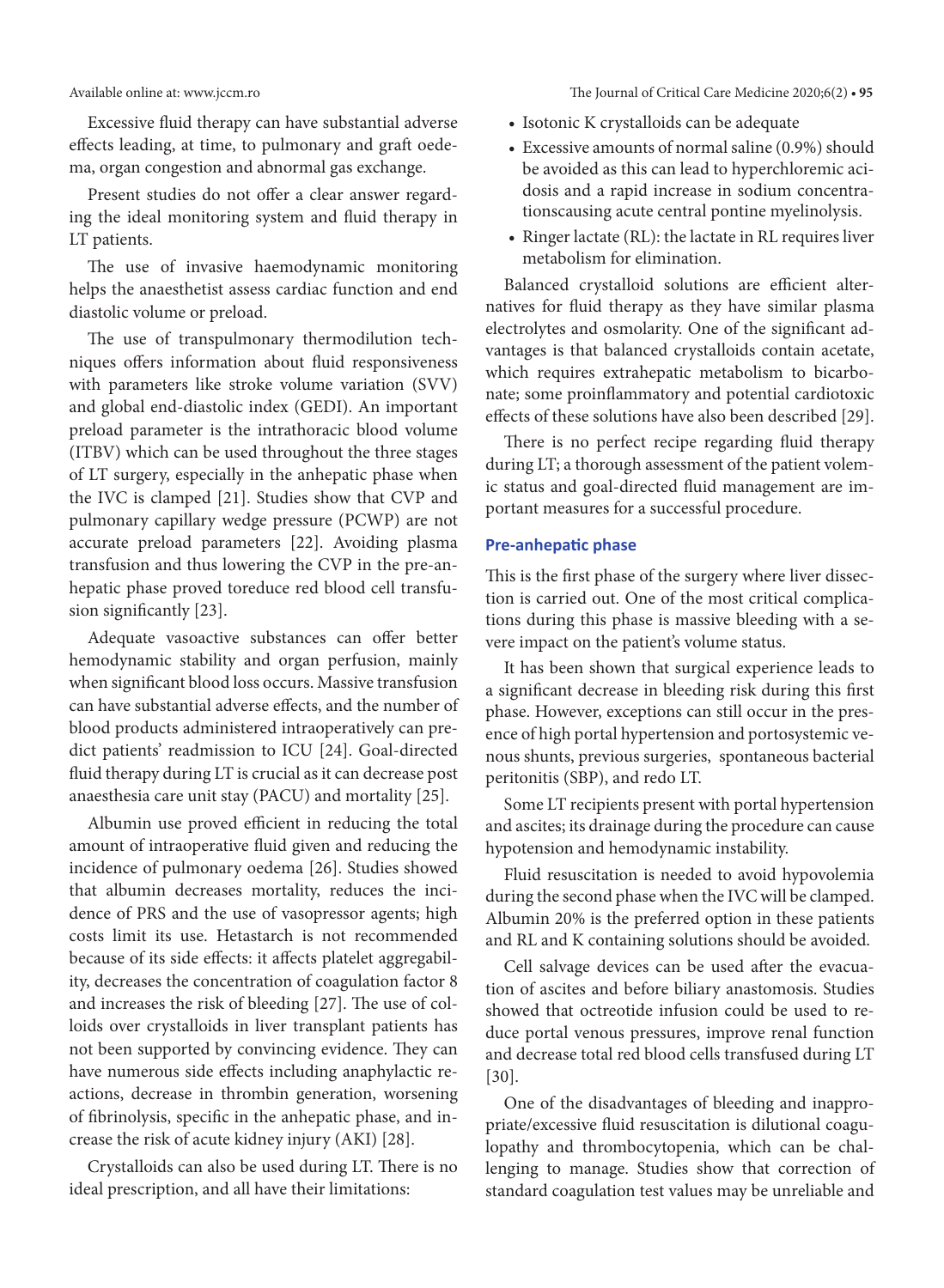Excessive fluid therapy can have substantial adverse effects leading, at time, to pulmonary and graft oedema, organ congestion and abnormal gas exchange.

Present studies do not offer a clear answer regarding the ideal monitoring system and fluid therapy in LT patients.

The use of invasive haemodynamic monitoring helps the anaesthetist assess cardiac function and end diastolic volume or preload.

The use of transpulmonary thermodilution techniques offers information about fluid responsiveness with parameters like stroke volume variation (SVV) and global end-diastolic index (GEDI). An important preload parameter is the intrathoracic blood volume (ITBV) which can be used throughout the three stages of LT surgery, especially in the anhepatic phase when the IVC is clamped [21]. Studies show that CVP and pulmonary capillary wedge pressure (PCWP) are not accurate preload parameters [22]. Avoiding plasma transfusion and thus lowering the CVP in the pre-anhepatic phase proved toreduce red blood cell transfusion significantly [23].

Adequate vasoactive substances can offer better hemodynamic stability and organ perfusion, mainly when significant blood loss occurs. Massive transfusion can have substantial adverse effects, and the number of blood products administered intraoperatively can predict patients' readmission to ICU [24]. Goal-directed fluid therapy during LT is crucial as it can decrease post anaesthesia care unit stay (PACU) and mortality [25].

Albumin use proved efficient in reducing the total amount of intraoperative fluid given and reducing the incidence of pulmonary oedema [26]. Studies showed that albumin decreases mortality, reduces the incidence of PRS and the use of vasopressor agents; high costs limit its use. Hetastarch is not recommended because of its side effects: it affects platelet aggregability, decreases the concentration of coagulation factor 8 and increases the risk of bleeding [27]. The use of colloids over crystalloids in liver transplant patients has not been supported by convincing evidence. They can have numerous side effects including anaphylactic reactions, decrease in thrombin generation, worsening of fibrinolysis, specific in the anhepatic phase, and increase the risk of acute kidney injury (AKI) [28].

Crystalloids can also be used during LT. There is no ideal prescription, and all have their limitations:

- Isotonic K crystalloids can be adequate
- Excessive amounts of normal saline (0.9%) should be avoided as this can lead to hyperchloremic acidosis and a rapid increase in sodium concentrationscausing acute central pontine myelinolysis.
- Ringer lactate (RL): the lactate in RL requires liver metabolism for elimination.

Balanced crystalloid solutions are efficient alternatives for fluid therapy as they have similar plasma electrolytes and osmolarity. One of the significant advantages is that balanced crystalloids contain acetate, which requires extrahepatic metabolism to bicarbonate; some proinflammatory and potential cardiotoxic effects of these solutions have also been described [29].

There is no perfect recipe regarding fluid therapy during LT; a thorough assessment of the patient volemic status and goal-directed fluid management are important measures for a successful procedure.

### Pre-anhepatic phase

This is the first phase of the surgery where liver dissection is carried out. One of the most critical complications during this phase is massive bleeding with a severe impact on the patient's volume status.

It has been shown that surgical experience leads to a significant decrease in bleeding risk during this first phase. However, exceptions can still occur in the presence of high portal hypertension and portosystemic venous shunts, previous surgeries, spontaneous bacterial peritonitis (SBP), and redo LT.

Some LT recipients present with portal hypertension and ascites; its drainage during the procedure can cause hypotension and hemodynamic instability.

Fluid resuscitation is needed to avoid hypovolemia during the second phase when the IVC will be clamped. Albumin 20% is the preferred option in these patients and RL and K containing solutions should be avoided.

Cell salvage devices can be used after the evacuation of ascites and before biliary anastomosis. Studies showed that octreotide infusion could be used to reduce portal venous pressures, improve renal function and decrease total red blood cells transfused during LT [30].

One of the disadvantages of bleeding and inappropriate/excessive fluid resuscitation is dilutional coagulopathy and thrombocytopenia, which can be challenging to manage. Studies show that correction of standard coagulation test values may be unreliable and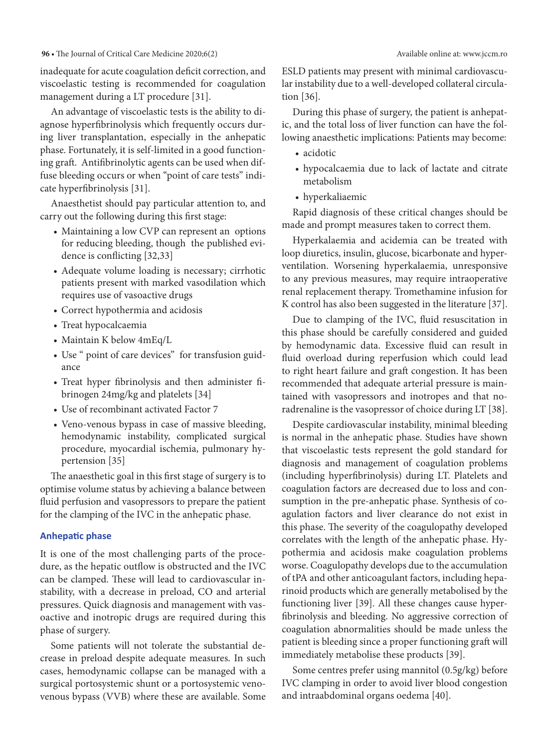inadequate for acute coagulation deficit correction, and viscoelastic testing is recommended for coagulation management during a LT procedure [31].

An advantage of viscoelastic tests is the ability to diagnose hyperfibrinolysis which frequently occurs during liver transplantation, especially in the anhepatic phase. Fortunately, it is self-limited in a good functioning graft. Antifibrinolytic agents can be used when diffuse bleeding occurs or when "point of care tests" indicate hyperfibrinolysis [31].

Anaesthetist should pay particular attention to, and carry out the following during this first stage:

- Maintaining a low CVP can represent an options for reducing bleeding, though the published evidence is conflicting [32,33]
- Adequate volume loading is necessary; cirrhotic patients present with marked vasodilation which requires use of vasoactive drugs
- Correct hypothermia and acidosis
- Treat hypocalcaemia
- Maintain K below 4mEq/L
- Use " point of care devices" for transfusion guidance
- Treat hyper fibrinolysis and then administer fibrinogen 24mg/kg and platelets [34]
- Use of recombinant activated Factor 7
- Veno-venous bypass in case of massive bleeding, hemodynamic instability, complicated surgical procedure, myocardial ischemia, pulmonary hypertension [35]

The anaesthetic goal in this first stage of surgery is to optimise volume status by achieving a balance between fluid perfusion and vasopressors to prepare the patient for the clamping of the IVC in the anhepatic phase.

### Anhepatic phase

It is one of the most challenging parts of the procedure, as the hepatic outflow is obstructed and the IVC can be clamped. These will lead to cardiovascular instability, with a decrease in preload, CO and arterial pressures. Quick diagnosis and management with vasoactive and inotropic drugs are required during this phase of surgery.

Some patients will not tolerate the substantial decrease in preload despite adequate measures. In such cases, hemodynamic collapse can be managed with a surgical portosystemic shunt or a portosystemic venovenous bypass (VVB) where these are available. Some ESLD patients may present with minimal cardiovascular instability due to a well-developed collateral circulation [36].

During this phase of surgery, the patient is anhepatic, and the total loss of liver function can have the following anaesthetic implications: Patients may become:

- acidotic
- hypocalcaemia due to lack of lactate and citrate metabolism
- hyperkaliaemic

Rapid diagnosis of these critical changes should be made and prompt measures taken to correct them.

Hyperkalaemia and acidemia can be treated with loop diuretics, insulin, glucose, bicarbonate and hyperventilation. Worsening hyperkalaemia, unresponsive to any previous measures, may require intraoperative renal replacement therapy. Tromethamine infusion for K control has also been suggested in the literature [37].

Due to clamping of the IVC, fluid resuscitation in this phase should be carefully considered and guided by hemodynamic data. Excessive fluid can result in fluid overload during reperfusion which could lead to right heart failure and graft congestion. It has been recommended that adequate arterial pressure is maintained with vasopressors and inotropes and that noradrenaline is the vasopressor of choice during LT [38].

Despite cardiovascular instability, minimal bleeding is normal in the anhepatic phase. Studies have shown that viscoelastic tests represent the gold standard for diagnosis and management of coagulation problems (including hyperfibrinolysis) during LT. Platelets and coagulation factors are decreased due to loss and consumption in the pre-anhepatic phase. Synthesis of coagulation factors and liver clearance do not exist in this phase. The severity of the coagulopathy developed correlates with the length of the anhepatic phase. Hypothermia and acidosis make coagulation problems worse. Coagulopathy develops due to the accumulation of tPA and other anticoagulant factors, including heparinoid products which are generally metabolised by the functioning liver [39]. All these changes cause hyperfibrinolysis and bleeding. No aggressive correction of coagulation abnormalities should be made unless the patient is bleeding since a proper functioning graft will immediately metabolise these products [39].

Some centres prefer using mannitol (0.5g/kg) before IVC clamping in order to avoid liver blood congestion and intraabdominal organs oedema [40].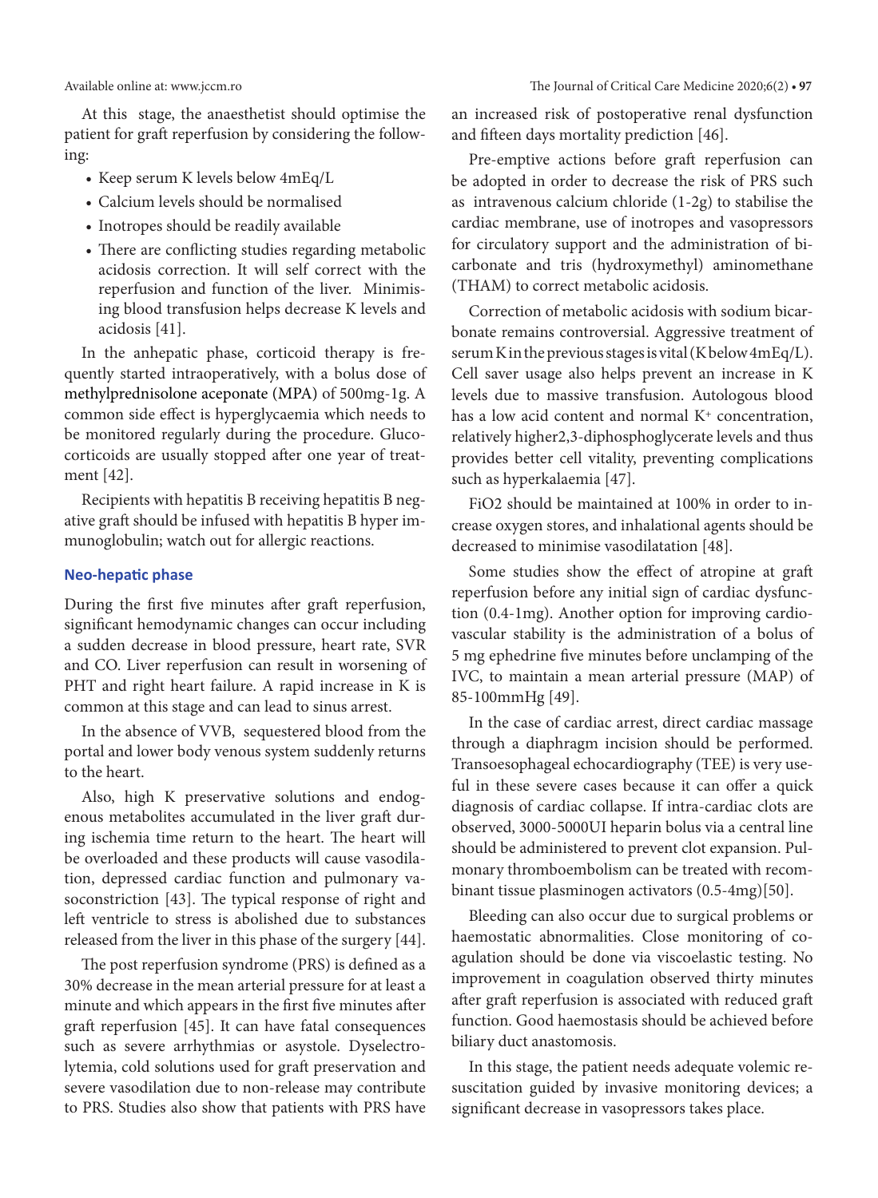At this stage, the anaesthetist should optimise the patient for graft reperfusion by considering the following:

- Keep serum K levels below 4mEq/L
- Calcium levels should be normalised
- Inotropes should be readily available
- There are conflicting studies regarding metabolic acidosis correction. It will self correct with the reperfusion and function of the liver. Minimising blood transfusion helps decrease K levels and acidosis [41].

In the anhepatic phase, corticoid therapy is frequently started intraoperatively, with a bolus dose of methylprednisolone aceponate (MPA) of 500mg-1g. A common side effect is hyperglycaemia which needs to be monitored regularly during the procedure. Glucocorticoids are usually stopped after one year of treatment [42].

Recipients with hepatitis B receiving hepatitis B negative graft should be infused with hepatitis B hyper immunoglobulin; watch out for allergic reactions.

### Neo-hepatic phase

During the first five minutes after graft reperfusion, significant hemodynamic changes can occur including a sudden decrease in blood pressure, heart rate, SVR and CO. Liver reperfusion can result in worsening of PHT and right heart failure. A rapid increase in K is common at this stage and can lead to sinus arrest.

In the absence of VVB, sequestered blood from the portal and lower body venous system suddenly returns to the heart.

Also, high K preservative solutions and endogenous metabolites accumulated in the liver graft during ischemia time return to the heart. The heart will be overloaded and these products will cause vasodilation, depressed cardiac function and pulmonary vasoconstriction [43]. The typical response of right and left ventricle to stress is abolished due to substances released from the liver in this phase of the surgery [44].

The post reperfusion syndrome (PRS) is defined as a 30% decrease in the mean arterial pressure for at least a minute and which appears in the first five minutes after graft reperfusion [45]. It can have fatal consequences such as severe arrhythmias or asystole. Dyselectrolytemia, cold solutions used for graft preservation and severe vasodilation due to non-release may contribute to PRS. Studies also show that patients with PRS have an increased risk of postoperative renal dysfunction and fifteen days mortality prediction [46].

Pre-emptive actions before graft reperfusion can be adopted in order to decrease the risk of PRS such as intravenous calcium chloride (1-2g) to stabilise the cardiac membrane, use of inotropes and vasopressors for circulatory support and the administration of bicarbonate and tris (hydroxymethyl) aminomethane (THAM) to correct metabolic acidosis.

Correction of metabolic acidosis with sodium bicarbonate remains controversial. Aggressive treatment of serum K in the previous stages is vital (K below 4mEq/L). Cell saver usage also helps prevent an increase in K levels due to massive transfusion. Autologous blood has a low acid content and normal $K^+$ concentration, relatively higher2,3-diphosphoglycerate levels and thus provides better cell vitality, preventing complications such as hyperkalaemia [47].

FiO2 should be maintained at 100% in order to increase oxygen stores, and inhalational agents should be decreased to minimise vasodilatation [48].

Some studies show the effect of atropine at graft reperfusion before any initial sign of cardiac dysfunction (0.4-1mg). Another option for improving cardiovascular stability is the administration of a bolus of 5 mg ephedrine five minutes before unclamping of the IVC, to maintain a mean arterial pressure (MAP) of 85-100mmHg [49].

In the case of cardiac arrest, direct cardiac massage through a diaphragm incision should be performed. Transoesophageal echocardiography (TEE) is very useful in these severe cases because it can offer a quick diagnosis of cardiac collapse. If intra-cardiac clots are observed, 3000-5000UI heparin bolus via a central line should be administered to prevent clot expansion. Pulmonary thromboembolism can be treated with recombinant tissue plasminogen activators (0.5-4mg)[50].

Bleeding can also occur due to surgical problems or haemostatic abnormalities. Close monitoring of coagulation should be done via viscoelastic testing. No improvement in coagulation observed thirty minutes after graft reperfusion is associated with reduced graft function. Good haemostasis should be achieved before biliary duct anastomosis.

In this stage, the patient needs adequate volemic resuscitation guided by invasive monitoring devices; a significant decrease in vasopressors takes place.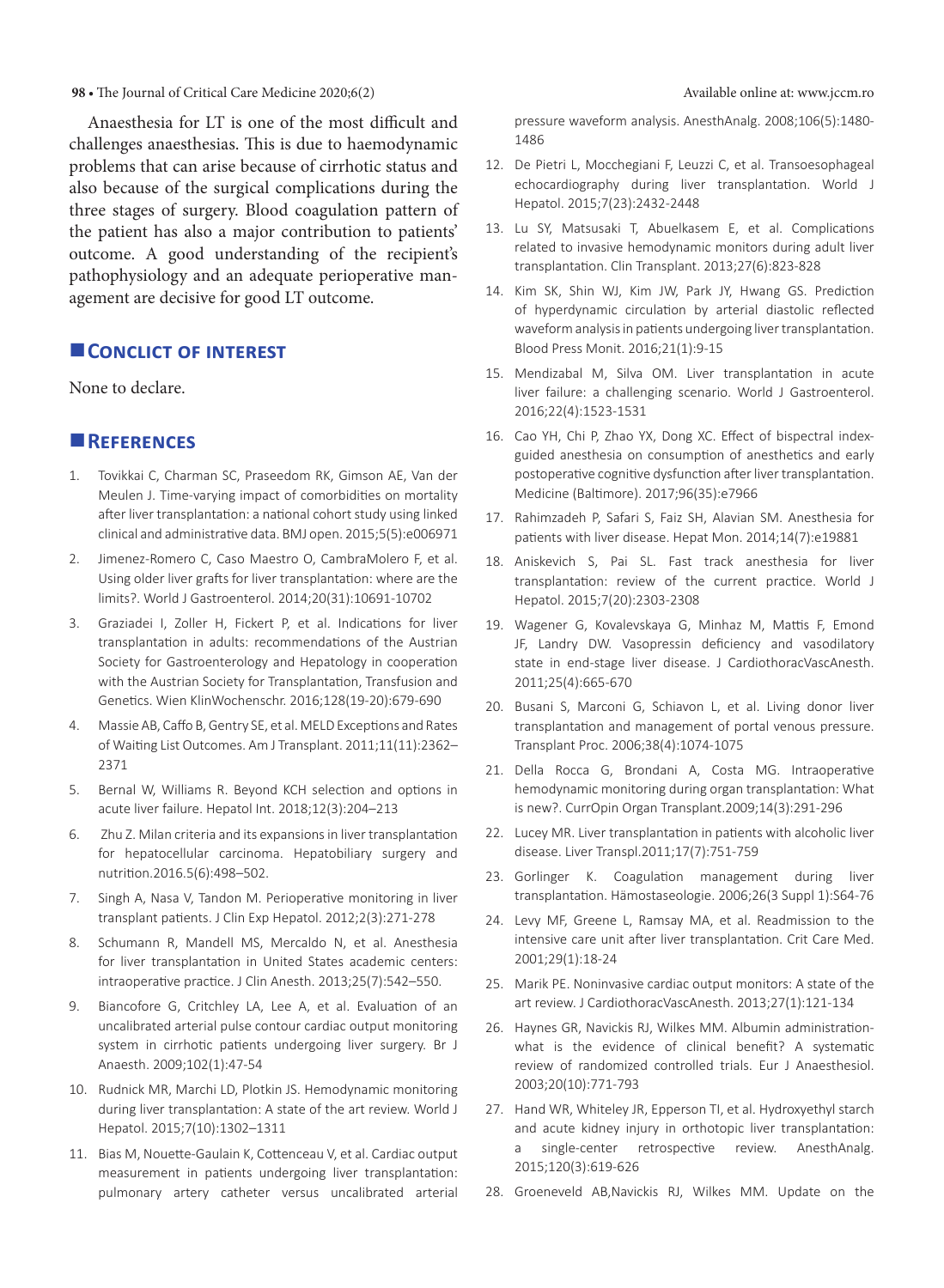Anaesthesia for LT is one of the most difficult and challenges anaesthesias. This is due to haemodynamic problems that can arise because of cirrhotic status and also because of the surgical complications during the three stages of surgery. Blood coagulation pattern of the patient has also a major contribution to patients' outcome. A good understanding of the recipient's pathophysiology and an adequate perioperative management are decisive for good LT outcome.

## Conclict of interest

None to declare.

## References

1. Tovikkai C, Charman SC, Praseedom RK, Gimson AE, Van der Meulen J. Time-varying impact of comorbidities on mortality after liver transplantation: a national cohort study using linked clinical and administrative data. BMJ open. 2015;5(5):e006971
2. Jimenez-Romero C, Caso Maestro O, CambraMolero F, et al. Using older liver grafts for liver transplantation: where are the limits?. World J Gastroenterol. 2014;20(31):10691-10702
3. Graziadei I, Zoller H, Fickert P, et al. Indications for liver transplantation in adults: recommendations of the Austrian Society for Gastroenterology and Hepatology in cooperation with the Austrian Society for Transplantation, Transfusion and Genetics. Wien KlinWochenschr. 2016;128(19-20):679-690
4. Massie AB, Caffo B, Gentry SE, et al. MELD Exceptions and Rates of Waiting List Outcomes. Am J Transplant. 2011;11(11):2362–2371
5. Bernal W, Williams R. Beyond KCH selection and options in acute liver failure. Hepatol Int. 2018;12(3):204–213
6. Zhu Z. Milan criteria and its expansions in liver transplantation for hepatocellular carcinoma. Hepatobiliary surgery and nutrition.2016.5(6):498–502.
7. Singh A, Nasa V, Tandon M. Perioperative monitoring in liver transplant patients. J Clin Exp Hepatol. 2012;2(3):271-278
8. Schumann R, Mandell MS, Mercaldo N, et al. Anesthesia for liver transplantation in United States academic centers: intraoperative practice. J Clin Anesth. 2013;25(7):542–550.
9. Biancofore G, Critchley LA, Lee A, et al. Evaluation of an uncalibrated arterial pulse contour cardiac output monitoring system in cirrhotic patients undergoing liver surgery. Br J Anaesth. 2009;102(1):47-54
10. Rudnick MR, Marchi LD, Plotkin JS. Hemodynamic monitoring during liver transplantation: A state of the art review. World J Hepatol. 2015;7(10):1302–1311
11. Bias M, Nouette-Gaulain K, Cottenceau V, et al. Cardiac output measurement in patients undergoing liver transplantation: pulmonary artery catheter versus uncalibrated arterial pressure waveform analysis. AnesthAnalg. 2008;106(5):1480-1486
12. De Pietri L, Mocchegiani F, Leuzzi C, et al. Transoesophageal echocardiography during liver transplantation. World J Hepatol. 2015;7(23):2432-2448
13. Lu SY, Matsusaki T, Abuelkasem E, et al. Complications related to invasive hemodynamic monitors during adult liver transplantation. Clin Transplant. 2013;27(6):823-828
14. Kim SK, Shin WJ, Kim JW, Park JY, Hwang GS. Prediction of hyperdynamic circulation by arterial diastolic reflected waveform analysis in patients undergoing liver transplantation. Blood Press Monit. 2016;21(1):9-15
15. Mendizabal M, Silva OM. Liver transplantation in acute liver failure: a challenging scenario. World J Gastroenterol. 2016;22(4):1523-1531
16. Cao YH, Chi P, Zhao YX, Dong XC. Effect of bispectral index-guided anesthesia on consumption of anesthetics and early postoperative cognitive dysfunction after liver transplantation. Medicine (Baltimore). 2017;96(35):e7966
17. Rahimzadeh P, Safari S, Faiz SH, Alavian SM. Anesthesia for patients with liver disease. Hepat Mon. 2014;14(7):e19881
18. Aniskevich S, Pai SL. Fast track anesthesia for liver transplantation: review of the current practice. World J Hepatol. 2015;7(20):2303-2308
19. Wagener G, Kovalevskaya G, Minhaz M, Mattis F, Emond JF, Landry DW. Vasopressin deficiency and vasodilatory state in end-stage liver disease. J CardiothoracVascAnesth. 2011;25(4):665-670
20. Busani S, Marconi G, Schiavon L, et al. Living donor liver transplantation and management of portal venous pressure. Transplant Proc. 2006;38(4):1074-1075
21. Della Rocca G, Brondani A, Costa MG. Intraoperative hemodynamic monitoring during organ transplantation: What is new?. CurrOpin Organ Transplant.2009;14(3):291-296
22. Lucey MR. Liver transplantation in patients with alcoholic liver disease. Liver Transpl.2011;17(7):751-759
23. Gorlinger K. Coagulation management during liver transplantation. Hämostaseologie. 2006;26(3 Suppl 1):S64-76
24. Levy MF, Greene L, Ramsay MA, et al. Readmission to the intensive care unit after liver transplantation. Crit Care Med. 2001;29(1):18-24
25. Marik PE. Noninvasive cardiac output monitors: A state of the art review. J CardiothoracVascAnesth. 2013;27(1):121-134
26. Haynes GR, Navickis RJ, Wilkes MM. Albumin administration-what is the evidence of clinical benefit? A systematic review of randomized controlled trials. Eur J Anaesthesiol. 2003;20(10):771-793
27. Hand WR, Whiteley JR, Epperson TI, et al. Hydroxyethyl starch and acute kidney injury in orthotopic liver transplantation: a single-center retrospective review. AnesthAnalg. 2015;120(3):619-626
28. Groeneveld AB,Navickis RJ, Wilkes MM. Update on the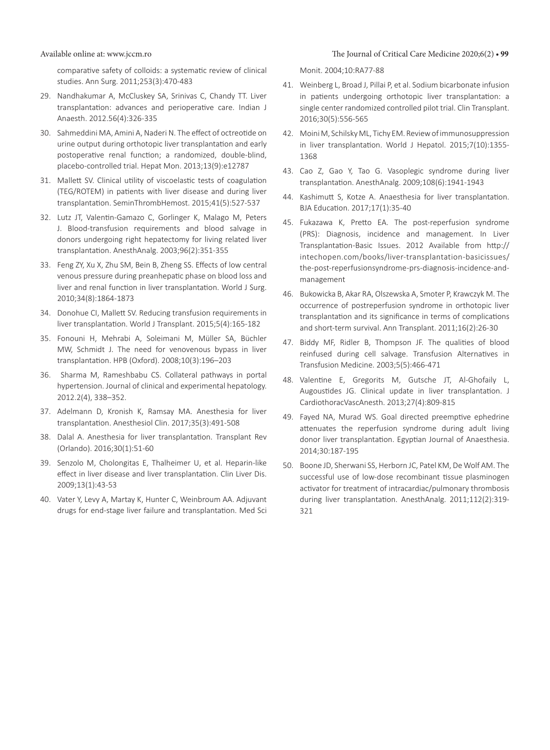comparative safety of colloids: a systematic review of clinical studies. Ann Surg. 2011;253(3):470-483

29. Nandhakumar A, McCluskey SA, Srinivas C, Chandy TT. Liver transplantation: advances and perioperative care. Indian J Anaesth. 2012.56(4):326-335
30. Sahmeddini MA, Amini A, Naderi N. The effect of octreotide on urine output during orthotopic liver transplantation and early postoperative renal function; a randomized, double-blind, placebo-controlled trial. Hepat Mon. 2013;13(9):e12787
31. Mallett SV. Clinical utility of viscoelastic tests of coagulation (TEG/ROTEM) in patients with liver disease and during liver transplantation. SeminThrombHemost. 2015;41(5):527-537
32. Lutz JT, Valentin-Gamazo C, Gorlinger K, Malago M, Peters J. Blood-transfusion requirements and blood salvage in donors undergoing right hepatectomy for living related liver transplantation. AnesthAnalg. 2003;96(2):351-355
33. Feng ZY, Xu X, Zhu SM, Bein B, Zheng SS. Effects of low central venous pressure during preanhepatic phase on blood loss and liver and renal function in liver transplantation. World J Surg. 2010;34(8):1864-1873
34. Donohue CI, Mallett SV. Reducing transfusion requirements in liver transplantation. World J Transplant. 2015;5(4):165-182
35. Fonouni H, Mehrabi A, Soleimani M, Müller SA, Büchler MW, Schmidt J. The need for venovenous bypass in liver transplantation. HPB (Oxford). 2008;10(3):196–203
36. Sharma M, Rameshbabu CS. Collateral pathways in portal hypertension. Journal of clinical and experimental hepatology. 2012.2(4), 338–352.
37. Adelmann D, Kronish K, Ramsay MA. Anesthesia for liver transplantation. Anesthesiol Clin. 2017;35(3):491-508
38. Dalal A. Anesthesia for liver transplantation. Transplant Rev (Orlando). 2016;30(1):51-60
39. Senzolo M, Cholongitas E, Thalheimer U, et al. Heparin-like effect in liver disease and liver transplantation. Clin Liver Dis. 2009;13(1):43-53
40. Vater Y, Levy A, Martay K, Hunter C, Weinbroum AA. Adjuvant drugs for end-stage liver failure and transplantation. Med Sci Monit. 2004;10:RA77-88
41. Weinberg L, Broad J, Pillai P, et al. Sodium bicarbonate infusion in patients undergoing orthotopic liver transplantation: a single center randomized controlled pilot trial. Clin Transplant. 2016;30(5):556-565
42. Moini M, Schilsky ML, Tichy EM. Review of immunosuppression in liver transplantation. World J Hepatol. 2015;7(10):1355-1368
43. Cao Z, Gao Y, Tao G. Vasoplegic syndrome during liver transplantation. AnesthAnalg. 2009;108(6):1941-1943
44. Kashimutt S, Kotze A. Anaesthesia for liver transplantation. BJA Education. 2017;17(1):35-40
45. Fukazawa K, Pretto EA. The post-reperfusion syndrome (PRS): Diagnosis, incidence and management. In Liver Transplantation-Basic Issues. 2012 Available from http://intechopen.com/books/liver-transplantation-basicissues/the-post-reperfusionsyndrome-prs-diagnosis-incidence-and-management
46. Bukowicka B, Akar RA, Olszewska A, Smoter P, Krawczyk M. The occurrence of postreperfusion syndrome in orthotopic liver transplantation and its significance in terms of complications and short-term survival. Ann Transplant. 2011;16(2):26-30
47. Biddy MF, Ridler B, Thompson JF. The qualities of blood reinfused during cell salvage. Transfusion Alternatives in Transfusion Medicine. 2003;5(5):466-471
48. Valentine E, Gregorits M, Gutsche JT, Al-Ghofaily L, Augoustides JG. Clinical update in liver transplantation. J CardiothoracVascAnesth. 2013;27(4):809-815
49. Fayed NA, Murad WS. Goal directed preemptive ephedrine attenuates the reperfusion syndrome during adult living donor liver transplantation. Egyptian Journal of Anaesthesia. 2014;30:187-195
50. Boone JD, Sherwani SS, Herborn JC, Patel KM, De Wolf AM. The successful use of low-dose recombinant tissue plasminogen activator for treatment of intracardiac/pulmonary thrombosis during liver transplantation. AnesthAnalg. 2011;112(2):319-321